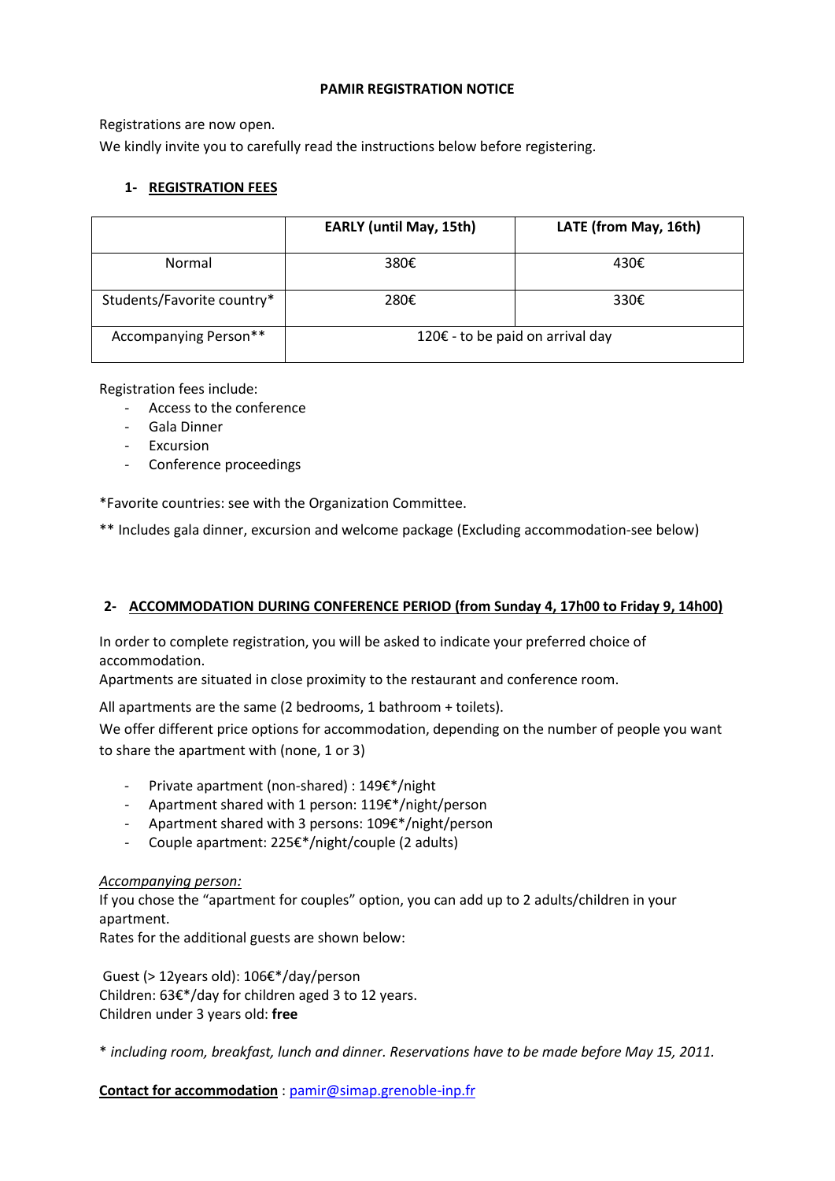# PAMIR REGISTRATION NOTICE

Registrations are now open.
We kindly invite you to carefully read the instructions below before registering.

## 1- REGISTRATION FEES

| | EARLY (until May, 15th) | LATE (from May, 16th) |
|---|---|---|
| Normal | 380€ | 430€ |
| Students/Favorite country* | 280€ | 330€ |
| Accompanying Person** | 120€ - to be paid on arrival day | |

Registration fees include:

- Access to the conference
- Gala Dinner
- Excursion
- Conference proceedings

*Favorite countries: see with the Organization Committee.

** Includes gala dinner, excursion and welcome package (Excluding accommodation-see below)

## 2- ACCOMMODATION DURING CONFERENCE PERIOD (from Sunday 4, 17h00 to Friday 9, 14h00)

In order to complete registration, you will be asked to indicate your preferred choice of accommodation.
Apartments are situated in close proximity to the restaurant and conference room.

All apartments are the same (2 bedrooms, 1 bathroom + toilets).
We offer different price options for accommodation, depending on the number of people you want to share the apartment with (none, 1 or 3)

- Private apartment (non-shared) : 149€*/night
- Apartment shared with 1 person: 119€*/night/person
- Apartment shared with 3 persons: 109€*/night/person
- Couple apartment: 225€*/night/couple (2 adults)

*Accompanying person:*
If you chose the "apartment for couples" option, you can add up to 2 adults/children in your apartment.
Rates for the additional guests are shown below:

Guest (> 12years old): 106€*/day/person
Children: 63€*/day for children aged 3 to 12 years.
Children under 3 years old: **free**

* *including room, breakfast, lunch and dinner. Reservations have to be made before May 15, 2011.*

**Contact for accommodation** : pamir@simap.grenoble-inp.fr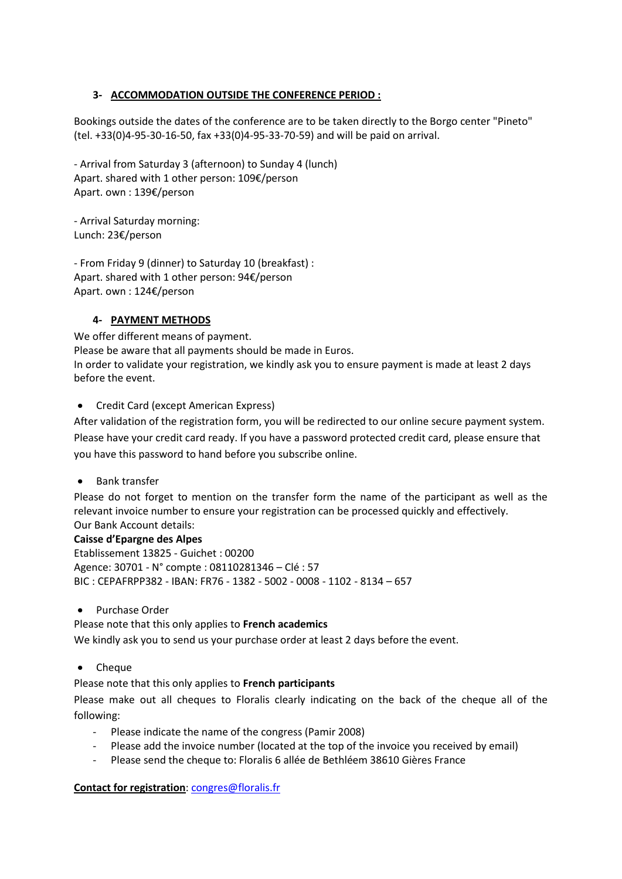### 3- ACCOMMODATION OUTSIDE THE CONFERENCE PERIOD :

Bookings outside the dates of the conference are to be taken directly to the Borgo center "Pineto" (tel. +33(0)4-95-30-16-50, fax +33(0)4-95-33-70-59) and will be paid on arrival.

- Arrival from Saturday 3 (afternoon) to Sunday 4 (lunch)
Apart. shared with 1 other person: 109€/person
Apart. own : 139€/person

- Arrival Saturday morning:
Lunch: 23€/person

- From Friday 9 (dinner) to Saturday 10 (breakfast) :
Apart. shared with 1 other person: 94€/person
Apart. own : 124€/person

### 4- PAYMENT METHODS

We offer different means of payment.
Please be aware that all payments should be made in Euros.
In order to validate your registration, we kindly ask you to ensure payment is made at least 2 days before the event.

- Credit Card (except American Express)

After validation of the registration form, you will be redirected to our online secure payment system. Please have your credit card ready. If you have a password protected credit card, please ensure that you have this password to hand before you subscribe online.

- Bank transfer

Please do not forget to mention on the transfer form the name of the participant as well as the relevant invoice number to ensure your registration can be processed quickly and effectively.
Our Bank Account details:
**Caisse d'Epargne des Alpes**
Etablissement 13825 - Guichet : 00200
Agence: 30701 - N° compte : 08110281346 – Clé : 57
BIC : CEPAFRPP382 - IBAN: FR76 - 1382 - 5002 - 0008 - 1102 - 8134 – 657

- Purchase Order

Please note that this only applies to **French academics**
We kindly ask you to send us your purchase order at least 2 days before the event.

- Cheque

Please note that this only applies to **French participants**
Please make out all cheques to Floralis clearly indicating on the back of the cheque all of the following:

- Please indicate the name of the congress (Pamir 2008)
- Please add the invoice number (located at the top of the invoice you received by email)
- Please send the cheque to: Floralis 6 allée de Bethléem 38610 Gières France

**Contact for registration**: congres@floralis.fr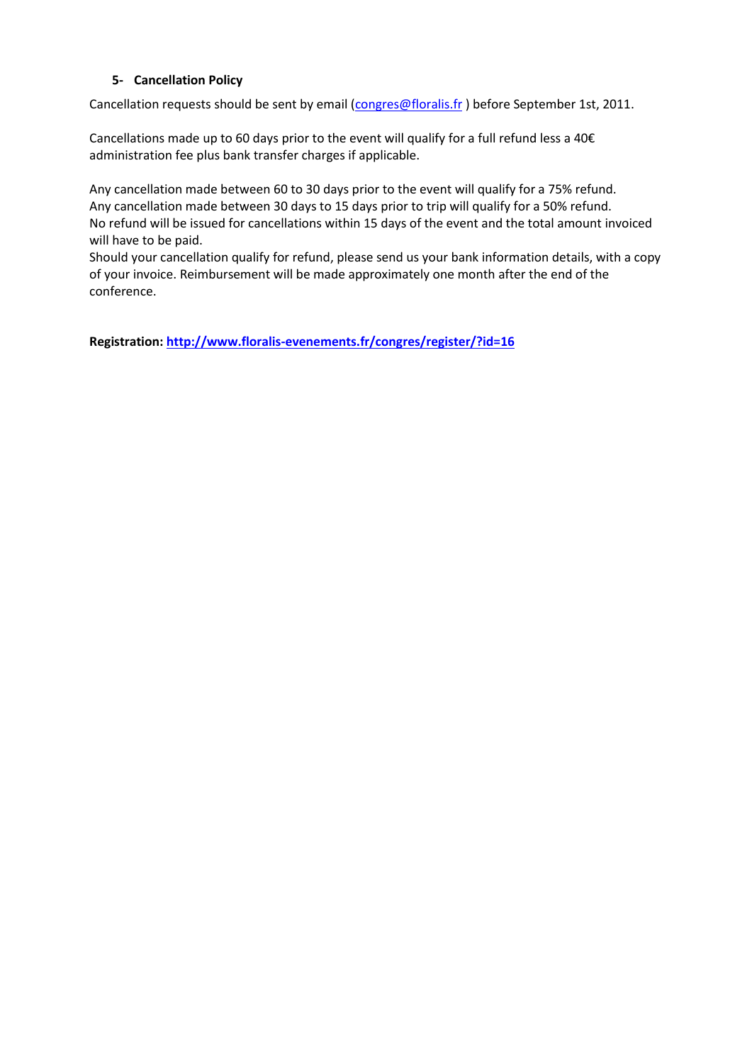### 5- Cancellation Policy

Cancellation requests should be sent by email (congres@floralis.fr ) before September 1st, 2011.

Cancellations made up to 60 days prior to the event will qualify for a full refund less a 40€ administration fee plus bank transfer charges if applicable.

Any cancellation made between 60 to 30 days prior to the event will qualify for a 75% refund.
Any cancellation made between 30 days to 15 days prior to trip will qualify for a 50% refund.
No refund will be issued for cancellations within 15 days of the event and the total amount invoiced will have to be paid.
Should your cancellation qualify for refund, please send us your bank information details, with a copy of your invoice. Reimbursement will be made approximately one month after the end of the conference.

**Registration: http://www.floralis-evenements.fr/congres/register/?id=16**